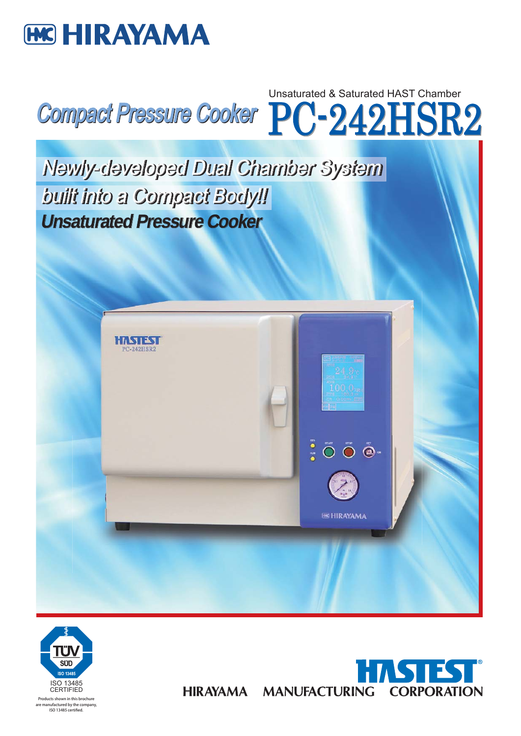# HIRAYAMA

Unsaturated & Saturated HAST Chamber

# Compact Pressure Cooker PC-242HSR2

## Newly-developed Dual Chamber System built into a Compact Body!!

### Unsaturated Pressure Cooker

ISO 13485 CERTIFIED

Products shown in this brochure are manufactured by the company, ISO 13485 certified.

HASTEST®

HIRAYAMA MANUFACTURING CORPORATION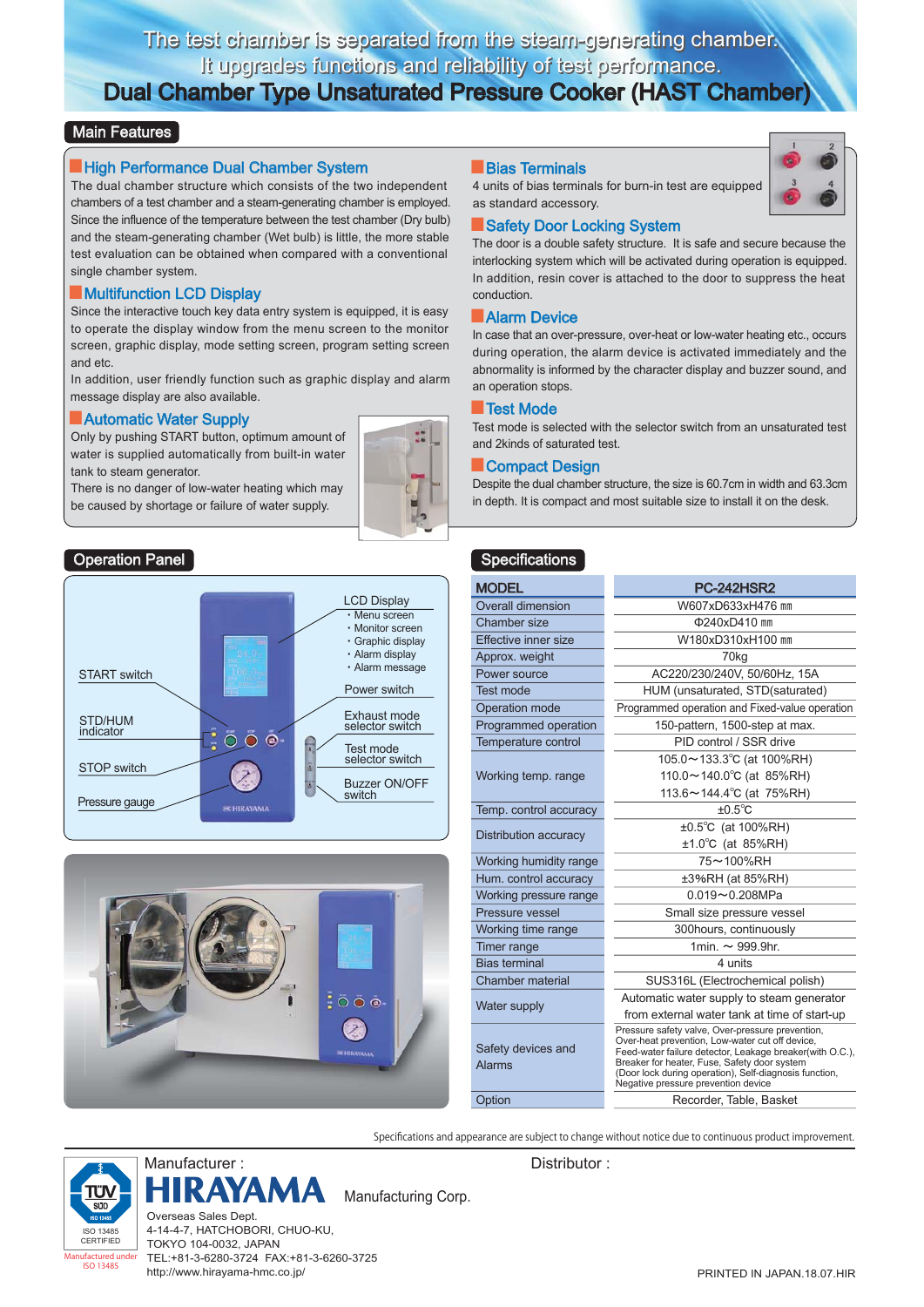The test chamber is separated from the steam-generating chamber.
It upgrades functions and reliability of test performance.

# Dual Chamber Type Unsaturated Pressure Cooker (HAST Chamber)

## Main Features

### High Performance Dual Chamber System

The dual chamber structure which consists of the two independent chambers of a test chamber and a steam-generating chamber is employed. Since the influence of the temperature between the test chamber (Dry bulb) and the steam-generating chamber (Wet bulb) is little, the more stable test evaluation can be obtained when compared with a conventional single chamber system.

### Multifunction LCD Display

Since the interactive touch key data entry system is equipped, it is easy to operate the display window from the menu screen to the monitor screen, graphic display, mode setting screen, program setting screen and etc.
In addition, user friendly function such as graphic display and alarm message display are also available.

### Automatic Water Supply

Only by pushing START button, optimum amount of water is supplied automatically from built-in water tank to steam generator.
There is no danger of low-water heating which may be caused by shortage or failure of water supply.

### Bias Terminals

4 units of bias terminals for burn-in test are equipped as standard accessory.

### Safety Door Locking System

The door is a double safety structure. It is safe and secure because the interlocking system which will be activated during operation is equipped. In addition, resin cover is attached to the door to suppress the heat conduction.

### Alarm Device

In case that an over-pressure, over-heat or low-water heating etc., occurs during operation, the alarm device is activated immediately and the abnormality is informed by the character display and buzzer sound, and an operation stops.

### Test Mode

Test mode is selected with the selector switch from an unsaturated test and 2kinds of saturated test.

### Compact Design

Despite the dual chamber structure, the size is 60.7cm in width and 63.3cm in depth. It is compact and most suitable size to install it on the desk.

## Operation Panel

START switch
STD/HUM indicator
STOP switch
Pressure gauge
LCD Display
- Menu screen
- Monitor screen
- Graphic display
- Alarm display
- Alarm message

Power switch
Exhaust mode selector switch
Test mode selector switch
Buzzer ON/OFF switch

## Specifications

| MODEL | PC-242HSR2 |
|---|---|
| Overall dimension | W607xD633xH476 mm |
| Chamber size | Φ240xD410 mm |
| Effective inner size | W180xD310xH100 mm |
| Approx. weight | 70kg |
| Power source | AC220/230/240V, 50/60Hz, 15A |
| Test mode | HUM (unsaturated), STD(saturated) |
| Operation mode | Programmed operation and Fixed-value operation |
| Programmed operation | 150-pattern, 1500-step at max. |
| Temperature control | PID control / SSR drive |
| Working temp. range | 105.0〜133.3℃ (at 100%RH)<br>110.0〜140.0℃ (at 85%RH)<br>113.6〜144.4℃ (at 75%RH) |
| Temp. control accuracy | ±0.5℃ |
| Distribution accuracy | ±0.5℃ (at 100%RH)<br>±1.0℃ (at 85%RH) |
| Working humidity range | 75〜100%RH |
| Hum. control accuracy | ±3%RH (at 85%RH) |
| Working pressure range | 0.019〜0.208MPa |
| Pressure vessel | Small size pressure vessel |
| Working time range | 300hours, continuously |
| Timer range | 1min. 〜 999.9hr. |
| Bias terminal | 4 units |
| Chamber material | SUS316L (Electrochemical polish) |
| Water supply | Automatic water supply to steam generator from external water tank at time of start-up |
| Safety devices and Alarms | Pressure safety valve, Over-pressure prevention, Over-heat prevention, Low-water cut off device, Feed-water failure detector, Leakage breaker(with O.C.), Breaker for heater, Fuse, Safety door system (Door lock during operation), Self-diagnosis function, Negative pressure prevention device |
| Option | Recorder, Table, Basket |

Specifications and appearance are subject to change without notice due to continuous product improvement.

TÜV SÜD ISO 13485 CERTIFIED
Manufactured under ISO 13485

Manufacturer :
**HIRAYAMA** Manufacturing Corp.
Overseas Sales Dept.
4-14-4-7, HATCHOBORI, CHUO-KU,
TOKYO 104-0032, JAPAN
TEL:+81-3-6280-3724 FAX:+81-3-6260-3725
http://www.hirayama-hmc.co.jp/

Distributor :

PRINTED IN JAPAN.18.07.HIR